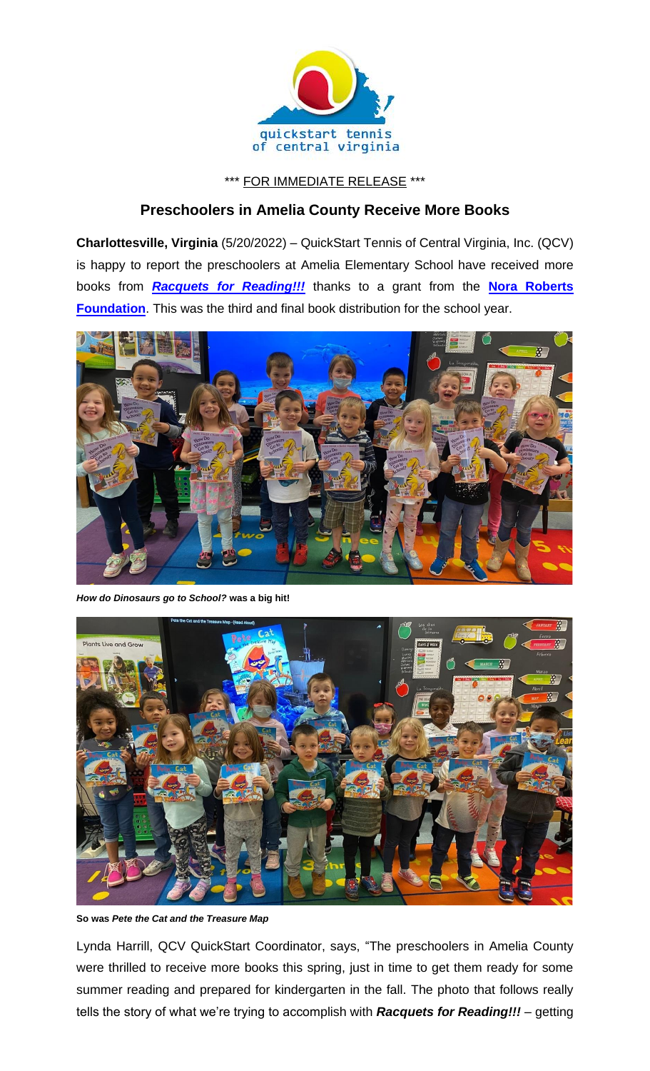quickstart tennis of central virginia

\*\*\* FOR IMMEDIATE RELEASE \*\*\*

## Preschoolers in Amelia County Receive More Books

**Charlottesville, Virginia** (5/20/2022) – QuickStart Tennis of Central Virginia, Inc. (QCV) is happy to report the preschoolers at Amelia Elementary School have received more books from ***Racquets for Reading!!!*** thanks to a grant from the **Nora Roberts Foundation**. This was the third and final book distribution for the school year.

***How do Dinosaurs go to School?*** **was a big hit!**

**So was** ***Pete the Cat and the Treasure Map***

Lynda Harrill, QCV QuickStart Coordinator, says, "The preschoolers in Amelia County were thrilled to receive more books this spring, just in time to get them ready for some summer reading and prepared for kindergarten in the fall. The photo that follows really tells the story of what we're trying to accomplish with ***Racquets for Reading!!!*** – getting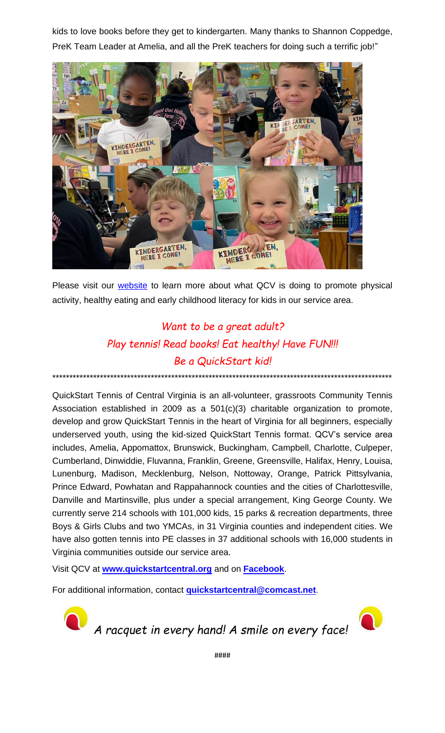kids to love books before they get to kindergarten. Many thanks to Shannon Coppedge, PreK Team Leader at Amelia, and all the PreK teachers for doing such a terrific job!"

Please visit our website to learn more about what QCV is doing to promote physical activity, healthy eating and early childhood literacy for kids in our service area.

*Want to be a great adult?*
*Play tennis! Read books! Eat healthy! Have FUN!!!*
*Be a QuickStart kid!*

****************************************************************************************************

QuickStart Tennis of Central Virginia is an all-volunteer, grassroots Community Tennis Association established in 2009 as a 501(c)(3) charitable organization to promote, develop and grow QuickStart Tennis in the heart of Virginia for all beginners, especially underserved youth, using the kid-sized QuickStart Tennis format. QCV's service area includes, Amelia, Appomattox, Brunswick, Buckingham, Campbell, Charlotte, Culpeper, Cumberland, Dinwiddie, Fluvanna, Franklin, Greene, Greensville, Halifax, Henry, Louisa, Lunenburg, Madison, Mecklenburg, Nelson, Nottoway, Orange, Patrick Pittsylvania, Prince Edward, Powhatan and Rappahannock counties and the cities of Charlottesville, Danville and Martinsville, plus under a special arrangement, King George County. We currently serve 214 schools with 101,000 kids, 15 parks & recreation departments, three Boys & Girls Clubs and two YMCAs, in 31 Virginia counties and independent cities. We have also gotten tennis into PE classes in 37 additional schools with 16,000 students in Virginia communities outside our service area.

Visit QCV at **www.quickstartcentral.org** and on **Facebook**.

For additional information, contact **quickstartcentral@comcast.net**.

*A racquet in every hand! A smile on every face!*

####